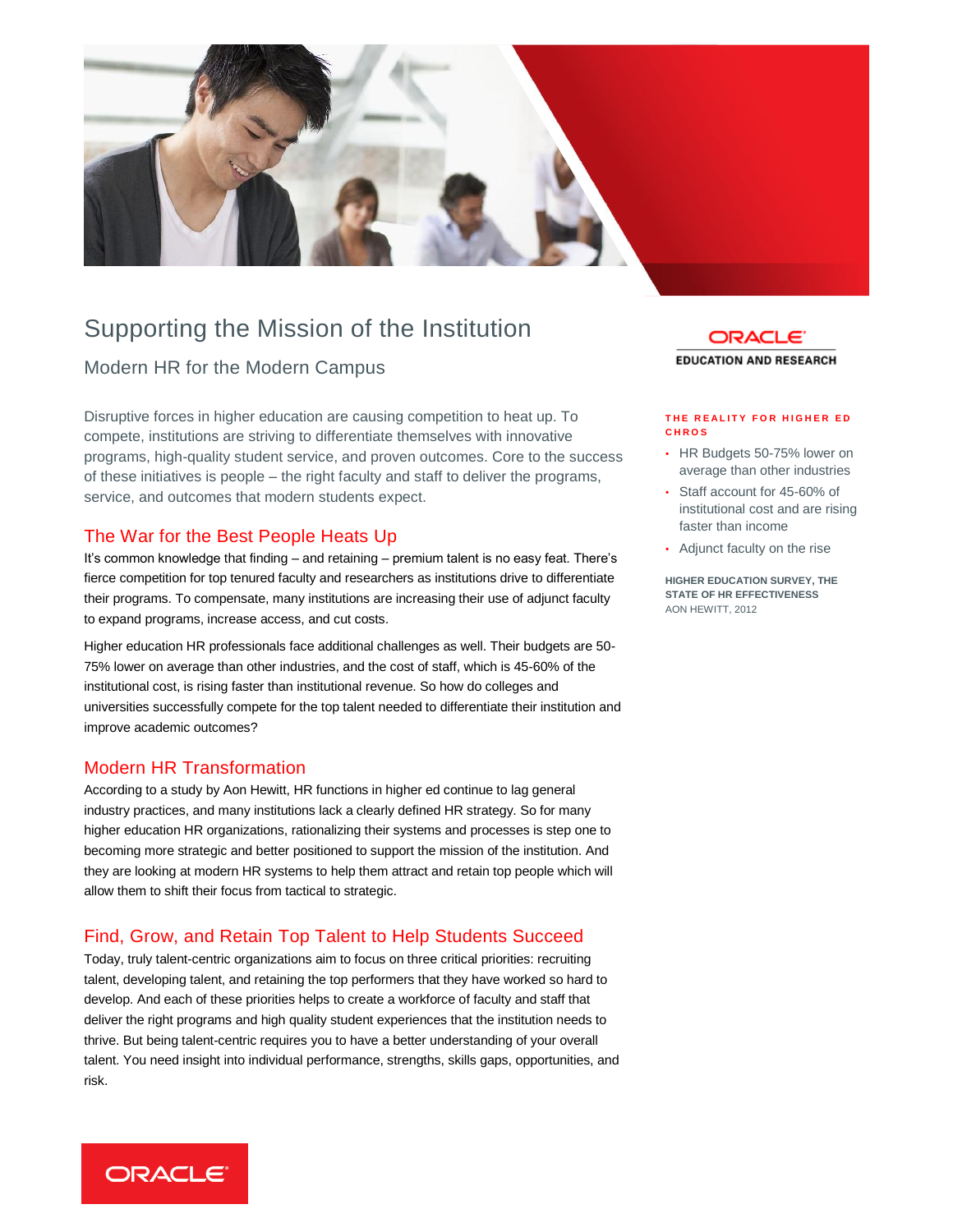# Supporting the Mission of the Institution

## Modern HR for the Modern Campus

Disruptive forces in higher education are causing competition to heat up. To compete, institutions are striving to differentiate themselves with innovative programs, high-quality student service, and proven outcomes. Core to the success of these initiatives is people – the right faculty and staff to deliver the programs, service, and outcomes that modern students expect.

### The War for the Best People Heats Up

It's common knowledge that finding – and retaining – premium talent is no easy feat. There's fierce competition for top tenured faculty and researchers as institutions drive to differentiate their programs. To compensate, many institutions are increasing their use of adjunct faculty to expand programs, increase access, and cut costs.

Higher education HR professionals face additional challenges as well. Their budgets are 50-75% lower on average than other industries, and the cost of staff, which is 45-60% of the institutional cost, is rising faster than institutional revenue. So how do colleges and universities successfully compete for the top talent needed to differentiate their institution and improve academic outcomes?

### Modern HR Transformation

According to a study by Aon Hewitt, HR functions in higher ed continue to lag general industry practices, and many institutions lack a clearly defined HR strategy. So for many higher education HR organizations, rationalizing their systems and processes is step one to becoming more strategic and better positioned to support the mission of the institution. And they are looking at modern HR systems to help them attract and retain top people which will allow them to shift their focus from tactical to strategic.

### Find, Grow, and Retain Top Talent to Help Students Succeed

Today, truly talent-centric organizations aim to focus on three critical priorities: recruiting talent, developing talent, and retaining the top performers that they have worked so hard to develop. And each of these priorities helps to create a workforce of faculty and staff that deliver the right programs and high quality student experiences that the institution needs to thrive. But being talent-centric requires you to have a better understanding of your overall talent. You need insight into individual performance, strengths, skills gaps, opportunities, and risk.

ORACLE
EDUCATION AND RESEARCH

**THE REALITY FOR HIGHER ED CHROS**

- HR Budgets 50-75% lower on average than other industries
- Staff account for 45-60% of institutional cost and are rising faster than income
- Adjunct faculty on the rise

**HIGHER EDUCATION SURVEY, THE STATE OF HR EFFECTIVENESS**
AON HEWITT, 2012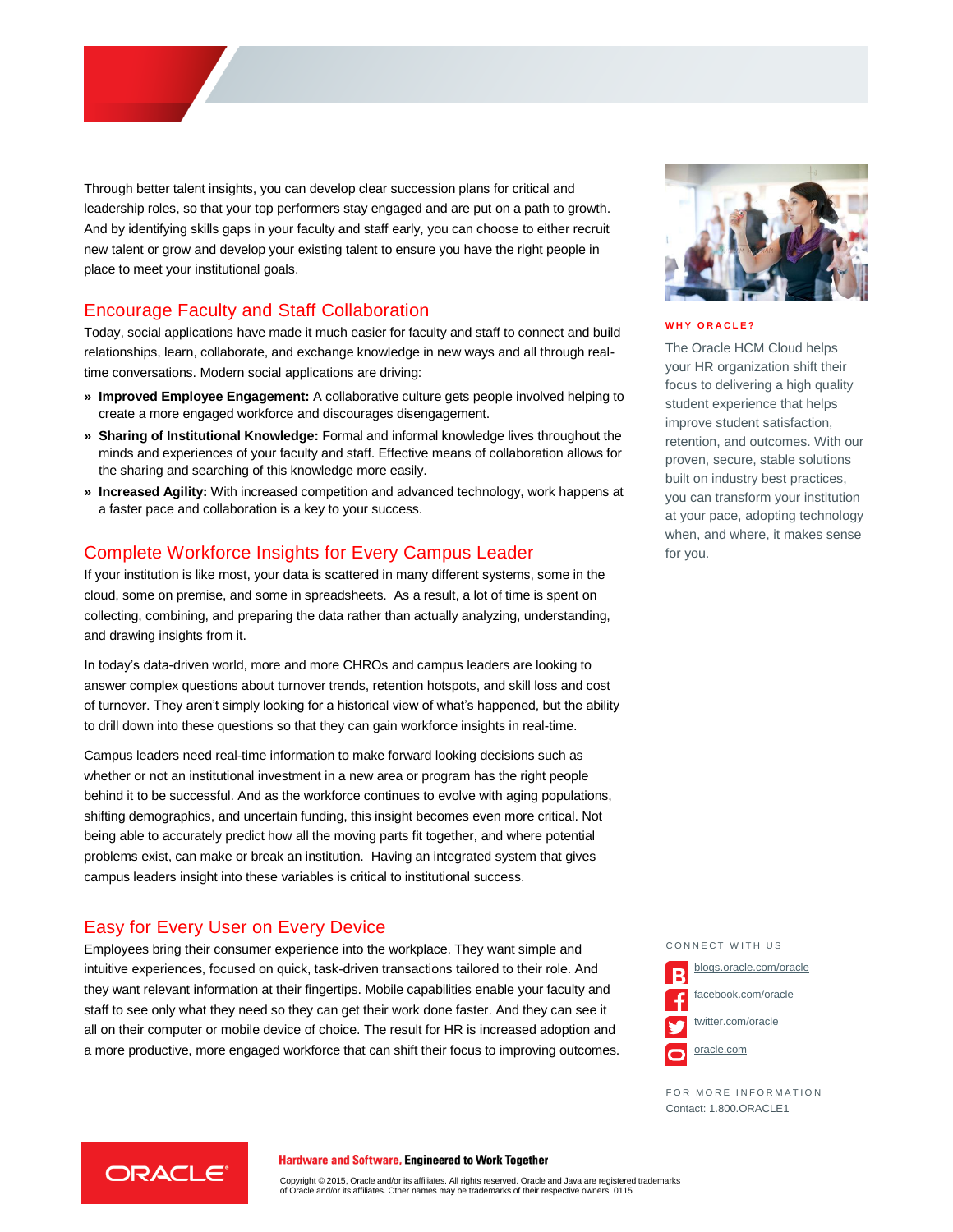Through better talent insights, you can develop clear succession plans for critical and leadership roles, so that your top performers stay engaged and are put on a path to growth. And by identifying skills gaps in your faculty and staff early, you can choose to either recruit new talent or grow and develop your existing talent to ensure you have the right people in place to meet your institutional goals.

## Encourage Faculty and Staff Collaboration

Today, social applications have made it much easier for faculty and staff to connect and build relationships, learn, collaborate, and exchange knowledge in new ways and all through real-time conversations. Modern social applications are driving:

- **Improved Employee Engagement:** A collaborative culture gets people involved helping to create a more engaged workforce and discourages disengagement.
- **Sharing of Institutional Knowledge:** Formal and informal knowledge lives throughout the minds and experiences of your faculty and staff. Effective means of collaboration allows for the sharing and searching of this knowledge more easily.
- **Increased Agility:** With increased competition and advanced technology, work happens at a faster pace and collaboration is a key to your success.

## Complete Workforce Insights for Every Campus Leader

If your institution is like most, your data is scattered in many different systems, some in the cloud, some on premise, and some in spreadsheets. As a result, a lot of time is spent on collecting, combining, and preparing the data rather than actually analyzing, understanding, and drawing insights from it.

In today's data-driven world, more and more CHROs and campus leaders are looking to answer complex questions about turnover trends, retention hotspots, and skill loss and cost of turnover. They aren't simply looking for a historical view of what's happened, but the ability to drill down into these questions so that they can gain workforce insights in real-time.

Campus leaders need real-time information to make forward looking decisions such as whether or not an institutional investment in a new area or program has the right people behind it to be successful. And as the workforce continues to evolve with aging populations, shifting demographics, and uncertain funding, this insight becomes even more critical. Not being able to accurately predict how all the moving parts fit together, and where potential problems exist, can make or break an institution. Having an integrated system that gives campus leaders insight into these variables is critical to institutional success.

## Easy for Every User on Every Device

Employees bring their consumer experience into the workplace. They want simple and intuitive experiences, focused on quick, task-driven transactions tailored to their role. And they want relevant information at their fingertips. Mobile capabilities enable your faculty and staff to see only what they need so they can get their work done faster. And they can see it all on their computer or mobile device of choice. The result for HR is increased adoption and a more productive, more engaged workforce that can shift their focus to improving outcomes.

**WHY ORACLE?**

The Oracle HCM Cloud helps your HR organization shift their focus to delivering a high quality student experience that helps improve student satisfaction, retention, and outcomes. With our proven, secure, stable solutions built on industry best practices, you can transform your institution at your pace, adopting technology when, and where, it makes sense for you.

CONNECT WITH US

- blogs.oracle.com/oracle
- facebook.com/oracle
- twitter.com/oracle
- oracle.com

FOR MORE INFORMATION

Contact: 1.800.ORACLE1

Hardware and Software, **Engineered to Work Together**

Copyright © 2015, Oracle and/or its affiliates. All rights reserved. Oracle and Java are registered trademarks of Oracle and/or its affiliates. Other names may be trademarks of their respective owners. 0115